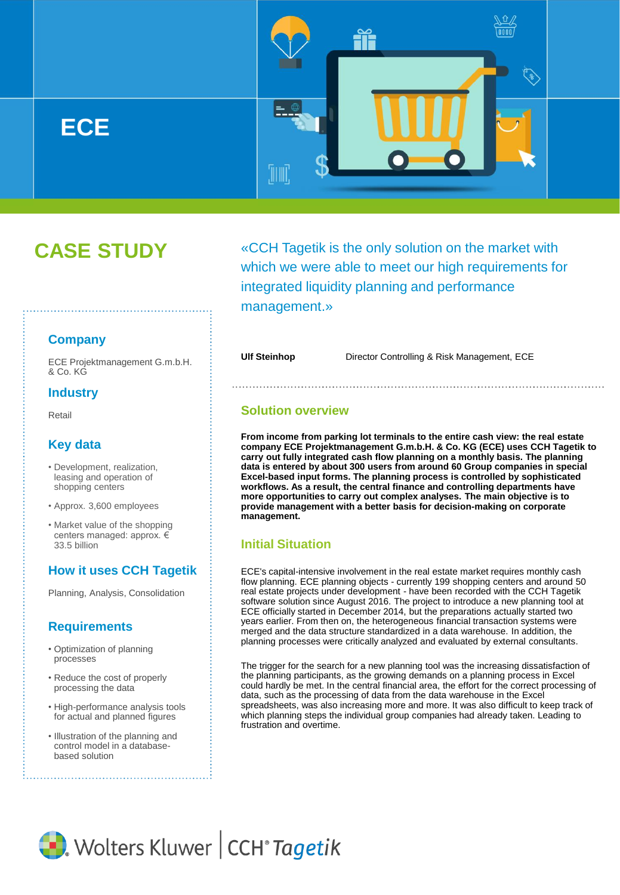# ECE

## CASE STUDY

«CCH Tagetik is the only solution on the market with which we were able to meet our high requirements for integrated liquidity planning and performance management.»

**Ulf Steinhop** Director Controlling & Risk Management, ECE

### Company

ECE Projektmanagement G.m.b.H. & Co. KG

### Industry

Retail

### Key data

- Development, realization, leasing and operation of shopping centers
- Approx. 3,600 employees
- Market value of the shopping centers managed: approx. € 33.5 billion

### How it uses CCH Tagetik

Planning, Analysis, Consolidation

### Requirements

- Optimization of planning processes
- Reduce the cost of properly processing the data
- High-performance analysis tools for actual and planned figures
- Illustration of the planning and control model in a database-based solution

## Solution overview

**From income from parking lot terminals to the entire cash view: the real estate company ECE Projektmanagement G.m.b.H. & Co. KG (ECE) uses CCH Tagetik to carry out fully integrated cash flow planning on a monthly basis. The planning data is entered by about 300 users from around 60 Group companies in special Excel-based input forms. The planning process is controlled by sophisticated workflows. As a result, the central finance and controlling departments have more opportunities to carry out complex analyses. The main objective is to provide management with a better basis for decision-making on corporate management.**

## Initial Situation

ECE's capital-intensive involvement in the real estate market requires monthly cash flow planning. ECE planning objects - currently 199 shopping centers and around 50 real estate projects under development - have been recorded with the CCH Tagetik software solution since August 2016. The project to introduce a new planning tool at ECE officially started in December 2014, but the preparations actually started two years earlier. From then on, the heterogeneous financial transaction systems were merged and the data structure standardized in a data warehouse. In addition, the planning processes were critically analyzed and evaluated by external consultants.

The trigger for the search for a new planning tool was the increasing dissatisfaction of the planning participants, as the growing demands on a planning process in Excel could hardly be met. In the central financial area, the effort for the correct processing of data, such as the processing of data from the data warehouse in the Excel spreadsheets, was also increasing more and more. It was also difficult to keep track of which planning steps the individual group companies had already taken. Leading to frustration and overtime.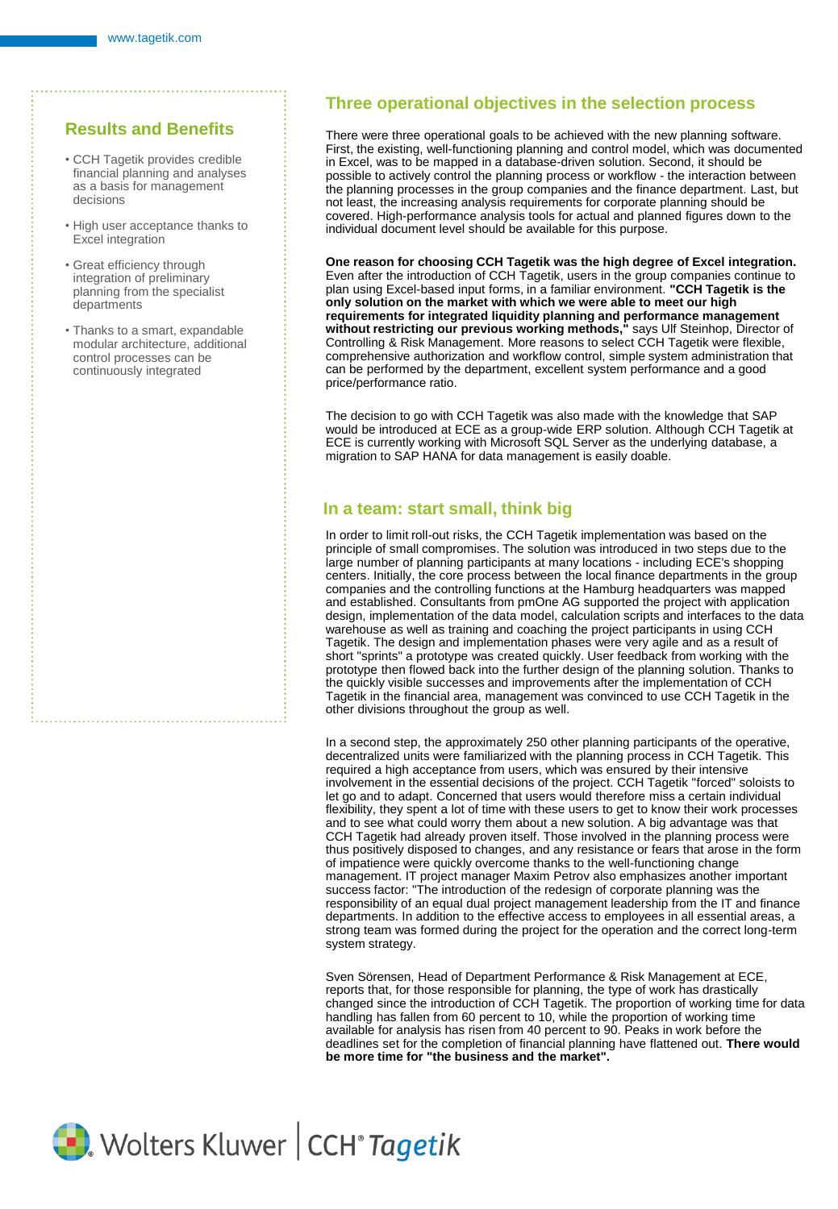## Results and Benefits

- CCH Tagetik provides credible financial planning and analyses as a basis for management decisions
- High user acceptance thanks to Excel integration
- Great efficiency through integration of preliminary planning from the specialist departments
- Thanks to a smart, expandable modular architecture, additional control processes can be continuously integrated

## Three operational objectives in the selection process

There were three operational goals to be achieved with the new planning software. First, the existing, well-functioning planning and control model, which was documented in Excel, was to be mapped in a database-driven solution. Second, it should be possible to actively control the planning process or workflow - the interaction between the planning processes in the group companies and the finance department. Last, but not least, the increasing analysis requirements for corporate planning should be covered. High-performance analysis tools for actual and planned figures down to the individual document level should be available for this purpose.

**One reason for choosing CCH Tagetik was the high degree of Excel integration.** Even after the introduction of CCH Tagetik, users in the group companies continue to plan using Excel-based input forms, in a familiar environment. **"CCH Tagetik is the only solution on the market with which we were able to meet our high requirements for integrated liquidity planning and performance management without restricting our previous working methods,"** says Ulf Steinhop, Director of Controlling & Risk Management. More reasons to select CCH Tagetik were flexible, comprehensive authorization and workflow control, simple system administration that can be performed by the department, excellent system performance and a good price/performance ratio.

The decision to go with CCH Tagetik was also made with the knowledge that SAP would be introduced at ECE as a group-wide ERP solution. Although CCH Tagetik at ECE is currently working with Microsoft SQL Server as the underlying database, a migration to SAP HANA for data management is easily doable.

## In a team: start small, think big

In order to limit roll-out risks, the CCH Tagetik implementation was based on the principle of small compromises. The solution was introduced in two steps due to the large number of planning participants at many locations - including ECE's shopping centers. Initially, the core process between the local finance departments in the group companies and the controlling functions at the Hamburg headquarters was mapped and established. Consultants from pmOne AG supported the project with application design, implementation of the data model, calculation scripts and interfaces to the data warehouse as well as training and coaching the project participants in using CCH Tagetik. The design and implementation phases were very agile and as a result of short "sprints" a prototype was created quickly. User feedback from working with the prototype then flowed back into the further design of the planning solution. Thanks to the quickly visible successes and improvements after the implementation of CCH Tagetik in the financial area, management was convinced to use CCH Tagetik in the other divisions throughout the group as well.

In a second step, the approximately 250 other planning participants of the operative, decentralized units were familiarized with the planning process in CCH Tagetik. This required a high acceptance from users, which was ensured by their intensive involvement in the essential decisions of the project. CCH Tagetik "forced" soloists to let go and to adapt. Concerned that users would therefore miss a certain individual flexibility, they spent a lot of time with these users to get to know their work processes and to see what could worry them about a new solution. A big advantage was that CCH Tagetik had already proven itself. Those involved in the planning process were thus positively disposed to changes, and any resistance or fears that arose in the form of impatience were quickly overcome thanks to the well-functioning change management. IT project manager Maxim Petrov also emphasizes another important success factor: "The introduction of the redesign of corporate planning was the responsibility of an equal dual project management leadership from the IT and finance departments. In addition to the effective access to employees in all essential areas, a strong team was formed during the project for the operation and the correct long-term system strategy.

Sven Sörensen, Head of Department Performance & Risk Management at ECE, reports that, for those responsible for planning, the type of work has drastically changed since the introduction of CCH Tagetik. The proportion of working time for data handling has fallen from 60 percent to 10, while the proportion of working time available for analysis has risen from 40 percent to 90. Peaks in work before the deadlines set for the completion of financial planning have flattened out. **There would be more time for "the business and the market".**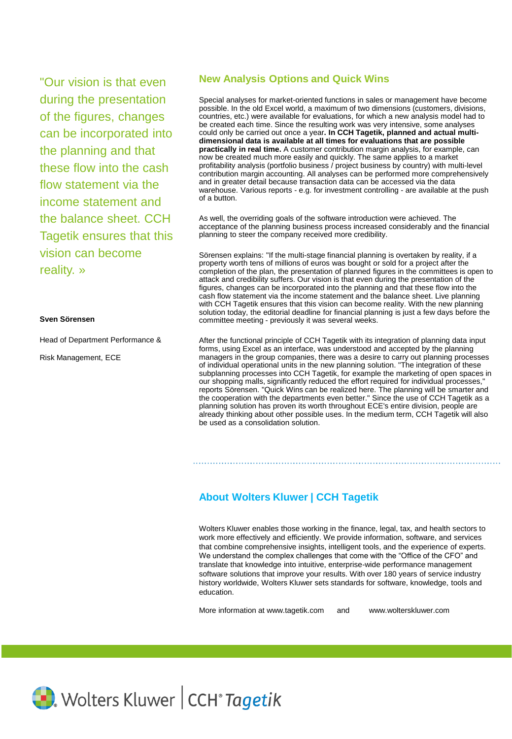"Our vision is that even during the presentation of the figures, changes can be incorporated into the planning and that these flow into the cash flow statement via the income statement and the balance sheet. CCH Tagetik ensures that this vision can become reality. »

**Sven Sörensen**

Head of Department Performance &

Risk Management, ECE

## New Analysis Options and Quick Wins

Special analyses for market-oriented functions in sales or management have become possible. In the old Excel world, a maximum of two dimensions (customers, divisions, countries, etc.) were available for evaluations, for which a new analysis model had to be created each time. Since the resulting work was very intensive, some analyses could only be carried out once a year**. In CCH Tagetik, planned and actual multi-dimensional data is available at all times for evaluations that are possible practically in real time.** A customer contribution margin analysis, for example, can now be created much more easily and quickly. The same applies to a market profitability analysis (portfolio business / project business by country) with multi-level contribution margin accounting. All analyses can be performed more comprehensively and in greater detail because transaction data can be accessed via the data warehouse. Various reports - e.g. for investment controlling - are available at the push of a button.

As well, the overriding goals of the software introduction were achieved. The acceptance of the planning business process increased considerably and the financial planning to steer the company received more credibility.

Sörensen explains: "If the multi-stage financial planning is overtaken by reality, if a property worth tens of millions of euros was bought or sold for a project after the completion of the plan, the presentation of planned figures in the committees is open to attack and credibility suffers. Our vision is that even during the presentation of the figures, changes can be incorporated into the planning and that these flow into the cash flow statement via the income statement and the balance sheet. Live planning with CCH Tagetik ensures that this vision can become reality. With the new planning solution today, the editorial deadline for financial planning is just a few days before the committee meeting - previously it was several weeks.

After the functional principle of CCH Tagetik with its integration of planning data input forms, using Excel as an interface, was understood and accepted by the planning managers in the group companies, there was a desire to carry out planning processes of individual operational units in the new planning solution. "The integration of these subplanning processes into CCH Tagetik, for example the marketing of open spaces in our shopping malls, significantly reduced the effort required for individual processes," reports Sörensen. "Quick Wins can be realized here. The planning will be smarter and the cooperation with the departments even better." Since the use of CCH Tagetik as a planning solution has proven its worth throughout ECE's entire division, people are already thinking about other possible uses. In the medium term, CCH Tagetik will also be used as a consolidation solution.

## About Wolters Kluwer | CCH Tagetik

Wolters Kluwer enables those working in the finance, legal, tax, and health sectors to work more effectively and efficiently. We provide information, software, and services that combine comprehensive insights, intelligent tools, and the experience of experts. We understand the complex challenges that come with the "Office of the CFO" and translate that knowledge into intuitive, enterprise-wide performance management software solutions that improve your results. With over 180 years of service industry history worldwide, Wolters Kluwer sets standards for software, knowledge, tools and education.

More information at www.tagetik.com and www.wolterskluwer.com

Wolters Kluwer | CCH® Tagetik